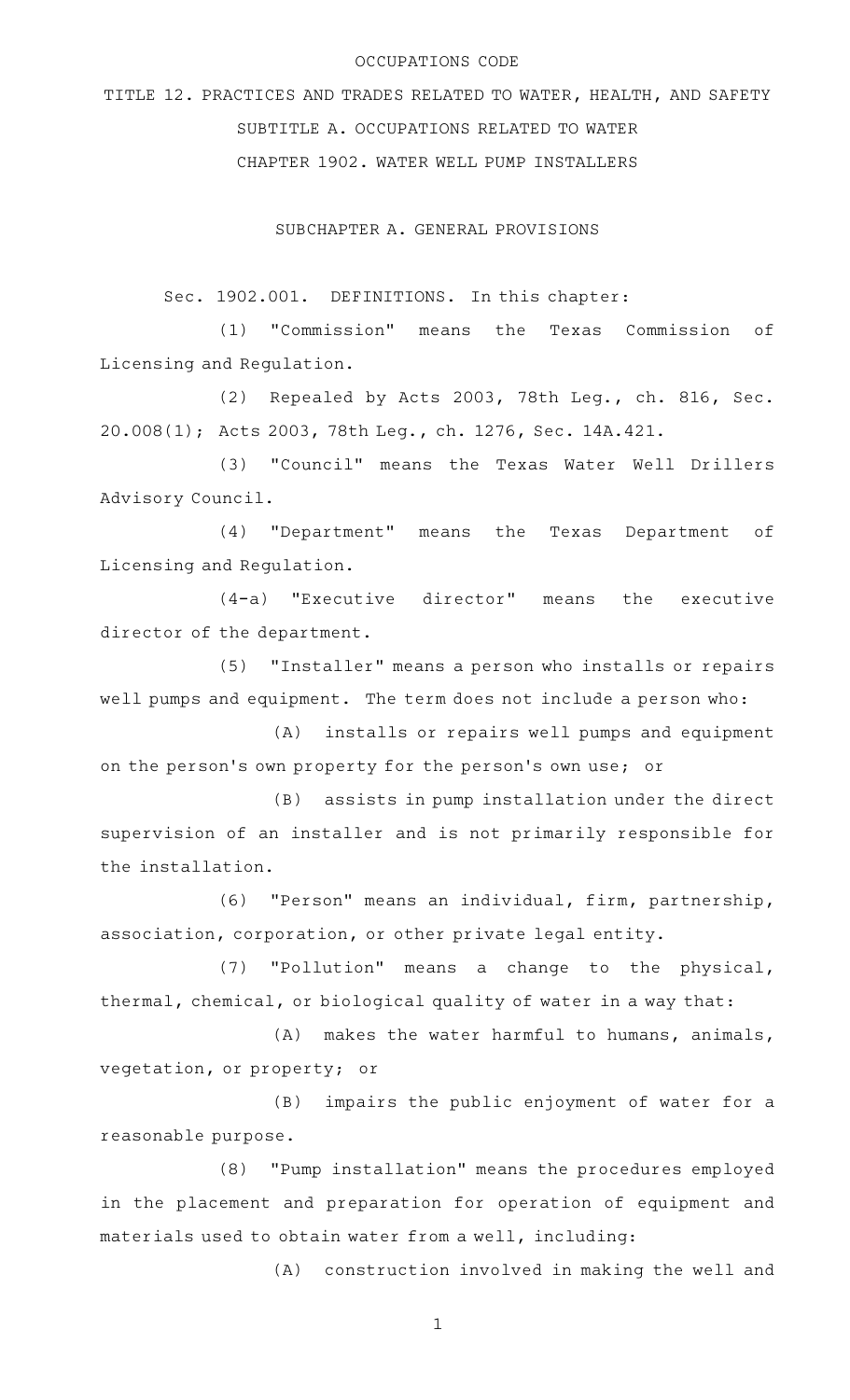OCCUPATIONS CODE

# TITLE 12. PRACTICES AND TRADES RELATED TO WATER, HEALTH, AND SAFETY

## SUBTITLE A. OCCUPATIONS RELATED TO WATER

## CHAPTER 1902. WATER WELL PUMP INSTALLERS

### SUBCHAPTER A. GENERAL PROVISIONS

Sec. 1902.001. DEFINITIONS. In this chapter:

(1) "Commission" means the Texas Commission of Licensing and Regulation.

(2) Repealed by Acts 2003, 78th Leg., ch. 816, Sec. 20.008(1); Acts 2003, 78th Leg., ch. 1276, Sec. 14A.421.

(3) "Council" means the Texas Water Well Drillers Advisory Council.

(4) "Department" means the Texas Department of Licensing and Regulation.

(4-a) "Executive director" means the executive director of the department.

(5) "Installer" means a person who installs or repairs well pumps and equipment. The term does not include a person who:

(A) installs or repairs well pumps and equipment on the person's own property for the person's own use; or

(B) assists in pump installation under the direct supervision of an installer and is not primarily responsible for the installation.

(6) "Person" means an individual, firm, partnership, association, corporation, or other private legal entity.

(7) "Pollution" means a change to the physical, thermal, chemical, or biological quality of water in a way that:

(A) makes the water harmful to humans, animals, vegetation, or property; or

(B) impairs the public enjoyment of water for a reasonable purpose.

(8) "Pump installation" means the procedures employed in the placement and preparation for operation of equipment and materials used to obtain water from a well, including:

(A) construction involved in making the well and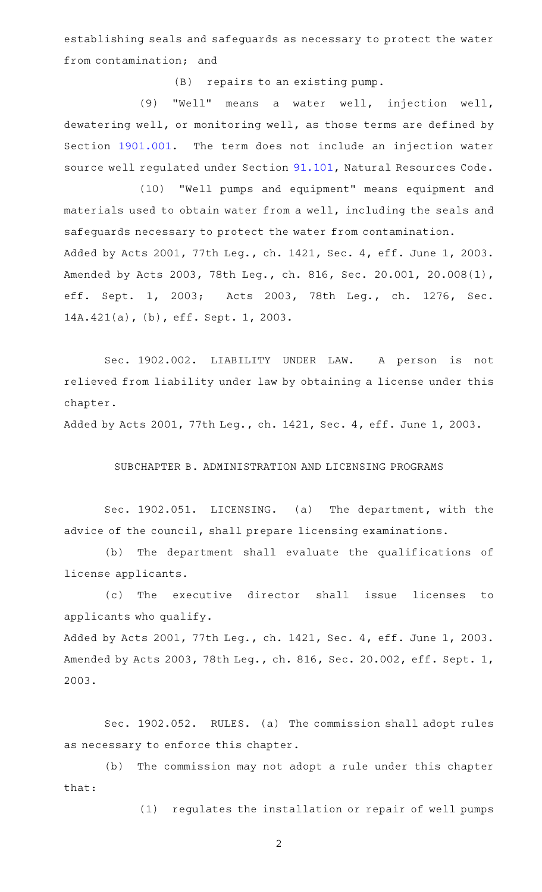establishing seals and safeguards as necessary to protect the water from contamination; and

(B) repairs to an existing pump.

(9) "Well" means a water well, injection well, dewatering well, or monitoring well, as those terms are defined by Section 1901.001. The term does not include an injection water source well regulated under Section 91.101, Natural Resources Code.

(10) "Well pumps and equipment" means equipment and materials used to obtain water from a well, including the seals and safeguards necessary to protect the water from contamination.

Added by Acts 2001, 77th Leg., ch. 1421, Sec. 4, eff. June 1, 2003. Amended by Acts 2003, 78th Leg., ch. 816, Sec. 20.001, 20.008(1), eff. Sept. 1, 2003; Acts 2003, 78th Leg., ch. 1276, Sec. 14A.421(a), (b), eff. Sept. 1, 2003.

Sec. 1902.002. LIABILITY UNDER LAW. A person is not relieved from liability under law by obtaining a license under this chapter.

Added by Acts 2001, 77th Leg., ch. 1421, Sec. 4, eff. June 1, 2003.

## SUBCHAPTER B. ADMINISTRATION AND LICENSING PROGRAMS

Sec. 1902.051. LICENSING. (a) The department, with the advice of the council, shall prepare licensing examinations.

(b) The department shall evaluate the qualifications of license applicants.

(c) The executive director shall issue licenses to applicants who qualify.

Added by Acts 2001, 77th Leg., ch. 1421, Sec. 4, eff. June 1, 2003. Amended by Acts 2003, 78th Leg., ch. 816, Sec. 20.002, eff. Sept. 1, 2003.

Sec. 1902.052. RULES. (a) The commission shall adopt rules as necessary to enforce this chapter.

(b) The commission may not adopt a rule under this chapter that:

(1) regulates the installation or repair of well pumps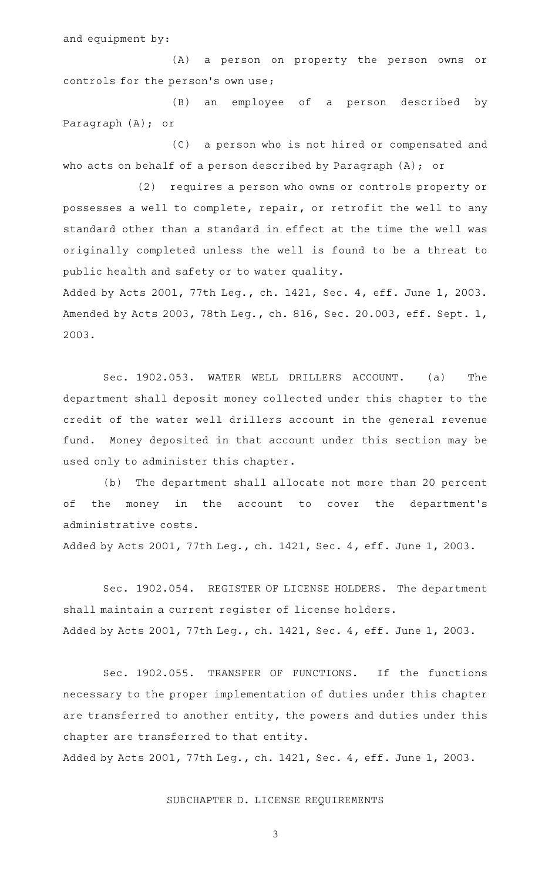and equipment by:

(A) a person on property the person owns or controls for the person's own use;

(B) an employee of a person described by Paragraph (A); or

(C) a person who is not hired or compensated and who acts on behalf of a person described by Paragraph (A); or

(2) requires a person who owns or controls property or possesses a well to complete, repair, or retrofit the well to any standard other than a standard in effect at the time the well was originally completed unless the well is found to be a threat to public health and safety or to water quality.

Added by Acts 2001, 77th Leg., ch. 1421, Sec. 4, eff. June 1, 2003.
Amended by Acts 2003, 78th Leg., ch. 816, Sec. 20.003, eff. Sept. 1, 2003.

Sec. 1902.053. WATER WELL DRILLERS ACCOUNT. (a) The department shall deposit money collected under this chapter to the credit of the water well drillers account in the general revenue fund. Money deposited in that account under this section may be used only to administer this chapter.

(b) The department shall allocate not more than 20 percent of the money in the account to cover the department's administrative costs.

Added by Acts 2001, 77th Leg., ch. 1421, Sec. 4, eff. June 1, 2003.

Sec. 1902.054. REGISTER OF LICENSE HOLDERS. The department shall maintain a current register of license holders.

Added by Acts 2001, 77th Leg., ch. 1421, Sec. 4, eff. June 1, 2003.

Sec. 1902.055. TRANSFER OF FUNCTIONS. If the functions necessary to the proper implementation of duties under this chapter are transferred to another entity, the powers and duties under this chapter are transferred to that entity.

Added by Acts 2001, 77th Leg., ch. 1421, Sec. 4, eff. June 1, 2003.

## SUBCHAPTER D. LICENSE REQUIREMENTS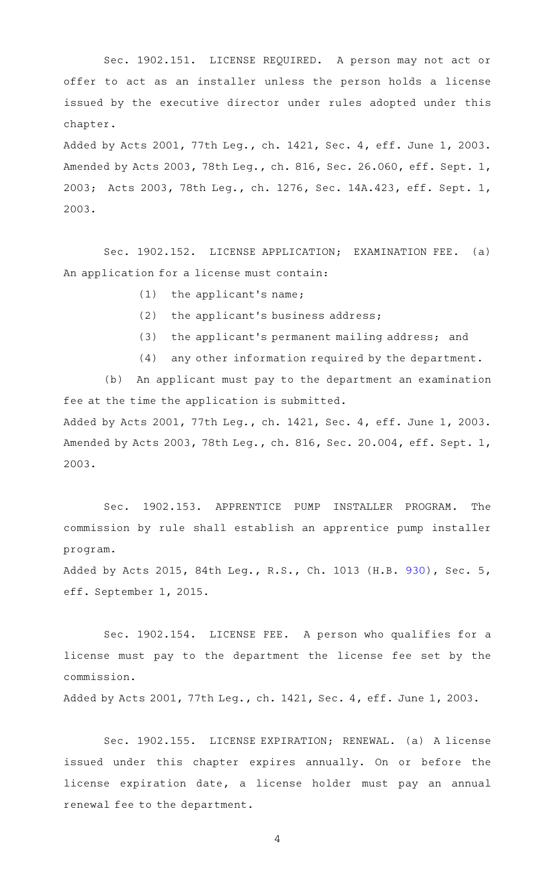Sec. 1902.151. LICENSE REQUIRED. A person may not act or offer to act as an installer unless the person holds a license issued by the executive director under rules adopted under this chapter.

Added by Acts 2001, 77th Leg., ch. 1421, Sec. 4, eff. June 1, 2003. Amended by Acts 2003, 78th Leg., ch. 816, Sec. 26.060, eff. Sept. 1, 2003; Acts 2003, 78th Leg., ch. 1276, Sec. 14A.423, eff. Sept. 1, 2003.

Sec. 1902.152. LICENSE APPLICATION; EXAMINATION FEE. (a) An application for a license must contain:

(1) the applicant's name;

(2) the applicant's business address;

(3) the applicant's permanent mailing address; and

(4) any other information required by the department.

(b) An applicant must pay to the department an examination fee at the time the application is submitted.

Added by Acts 2001, 77th Leg., ch. 1421, Sec. 4, eff. June 1, 2003. Amended by Acts 2003, 78th Leg., ch. 816, Sec. 20.004, eff. Sept. 1, 2003.

Sec. 1902.153. APPRENTICE PUMP INSTALLER PROGRAM. The commission by rule shall establish an apprentice pump installer program.

Added by Acts 2015, 84th Leg., R.S., Ch. 1013 (H.B. 930), Sec. 5, eff. September 1, 2015.

Sec. 1902.154. LICENSE FEE. A person who qualifies for a license must pay to the department the license fee set by the commission.

Added by Acts 2001, 77th Leg., ch. 1421, Sec. 4, eff. June 1, 2003.

Sec. 1902.155. LICENSE EXPIRATION; RENEWAL. (a) A license issued under this chapter expires annually. On or before the license expiration date, a license holder must pay an annual renewal fee to the department.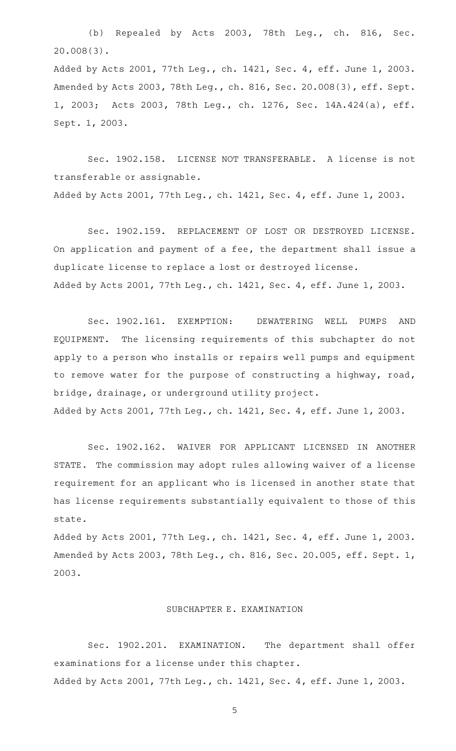(b) Repealed by Acts 2003, 78th Leg., ch. 816, Sec. 20.008(3).

Added by Acts 2001, 77th Leg., ch. 1421, Sec. 4, eff. June 1, 2003. Amended by Acts 2003, 78th Leg., ch. 816, Sec. 20.008(3), eff. Sept. 1, 2003; Acts 2003, 78th Leg., ch. 1276, Sec. 14A.424(a), eff. Sept. 1, 2003.

Sec. 1902.158. LICENSE NOT TRANSFERABLE. A license is not transferable or assignable.

Added by Acts 2001, 77th Leg., ch. 1421, Sec. 4, eff. June 1, 2003.

Sec. 1902.159. REPLACEMENT OF LOST OR DESTROYED LICENSE. On application and payment of a fee, the department shall issue a duplicate license to replace a lost or destroyed license.

Added by Acts 2001, 77th Leg., ch. 1421, Sec. 4, eff. June 1, 2003.

Sec. 1902.161. EXEMPTION: DEWATERING WELL PUMPS AND EQUIPMENT. The licensing requirements of this subchapter do not apply to a person who installs or repairs well pumps and equipment to remove water for the purpose of constructing a highway, road, bridge, drainage, or underground utility project.

Added by Acts 2001, 77th Leg., ch. 1421, Sec. 4, eff. June 1, 2003.

Sec. 1902.162. WAIVER FOR APPLICANT LICENSED IN ANOTHER STATE. The commission may adopt rules allowing waiver of a license requirement for an applicant who is licensed in another state that has license requirements substantially equivalent to those of this state.

Added by Acts 2001, 77th Leg., ch. 1421, Sec. 4, eff. June 1, 2003. Amended by Acts 2003, 78th Leg., ch. 816, Sec. 20.005, eff. Sept. 1, 2003.

## SUBCHAPTER E. EXAMINATION

Sec. 1902.201. EXAMINATION. The department shall offer examinations for a license under this chapter.

Added by Acts 2001, 77th Leg., ch. 1421, Sec. 4, eff. June 1, 2003.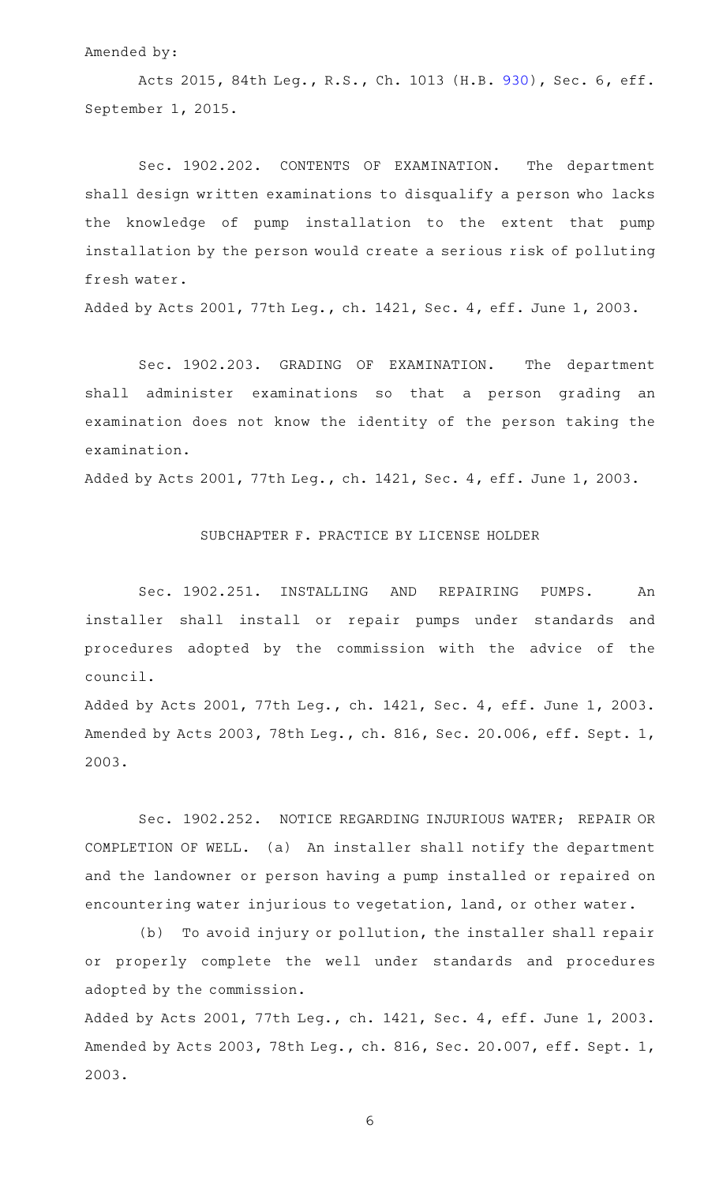Amended by:

Acts 2015, 84th Leg., R.S., Ch. 1013 (H.B. 930), Sec. 6, eff. September 1, 2015.

Sec. 1902.202. CONTENTS OF EXAMINATION. The department shall design written examinations to disqualify a person who lacks the knowledge of pump installation to the extent that pump installation by the person would create a serious risk of polluting fresh water.

Added by Acts 2001, 77th Leg., ch. 1421, Sec. 4, eff. June 1, 2003.

Sec. 1902.203. GRADING OF EXAMINATION. The department shall administer examinations so that a person grading an examination does not know the identity of the person taking the examination.

Added by Acts 2001, 77th Leg., ch. 1421, Sec. 4, eff. June 1, 2003.

## SUBCHAPTER F. PRACTICE BY LICENSE HOLDER

Sec. 1902.251. INSTALLING AND REPAIRING PUMPS. An installer shall install or repair pumps under standards and procedures adopted by the commission with the advice of the council.

Added by Acts 2001, 77th Leg., ch. 1421, Sec. 4, eff. June 1, 2003. Amended by Acts 2003, 78th Leg., ch. 816, Sec. 20.006, eff. Sept. 1, 2003.

Sec. 1902.252. NOTICE REGARDING INJURIOUS WATER; REPAIR OR COMPLETION OF WELL. (a) An installer shall notify the department and the landowner or person having a pump installed or repaired on encountering water injurious to vegetation, land, or other water.

(b) To avoid injury or pollution, the installer shall repair or properly complete the well under standards and procedures adopted by the commission.

Added by Acts 2001, 77th Leg., ch. 1421, Sec. 4, eff. June 1, 2003. Amended by Acts 2003, 78th Leg., ch. 816, Sec. 20.007, eff. Sept. 1, 2003.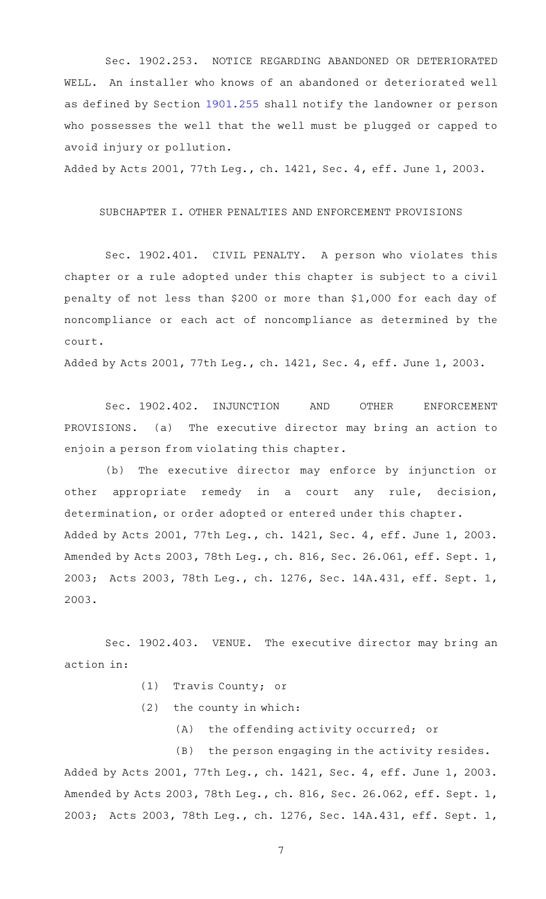Sec. 1902.253. NOTICE REGARDING ABANDONED OR DETERIORATED WELL. An installer who knows of an abandoned or deteriorated well as defined by Section 1901.255 shall notify the landowner or person who possesses the well that the well must be plugged or capped to avoid injury or pollution.

Added by Acts 2001, 77th Leg., ch. 1421, Sec. 4, eff. June 1, 2003.

## SUBCHAPTER I. OTHER PENALTIES AND ENFORCEMENT PROVISIONS

Sec. 1902.401. CIVIL PENALTY. A person who violates this chapter or a rule adopted under this chapter is subject to a civil penalty of not less than $200 or more than $1,000 for each day of noncompliance or each act of noncompliance as determined by the court.

Added by Acts 2001, 77th Leg., ch. 1421, Sec. 4, eff. June 1, 2003.

Sec. 1902.402. INJUNCTION AND OTHER ENFORCEMENT PROVISIONS. (a) The executive director may bring an action to enjoin a person from violating this chapter.

(b) The executive director may enforce by injunction or other appropriate remedy in a court any rule, decision, determination, or order adopted or entered under this chapter.

Added by Acts 2001, 77th Leg., ch. 1421, Sec. 4, eff. June 1, 2003.
Amended by Acts 2003, 78th Leg., ch. 816, Sec. 26.061, eff. Sept. 1, 2003; Acts 2003, 78th Leg., ch. 1276, Sec. 14A.431, eff. Sept. 1, 2003.

Sec. 1902.403. VENUE. The executive director may bring an action in:

(1) Travis County; or

(2) the county in which:

(A) the offending activity occurred; or

(B) the person engaging in the activity resides.

Added by Acts 2001, 77th Leg., ch. 1421, Sec. 4, eff. June 1, 2003.
Amended by Acts 2003, 78th Leg., ch. 816, Sec. 26.062, eff. Sept. 1, 2003; Acts 2003, 78th Leg., ch. 1276, Sec. 14A.431, eff. Sept. 1,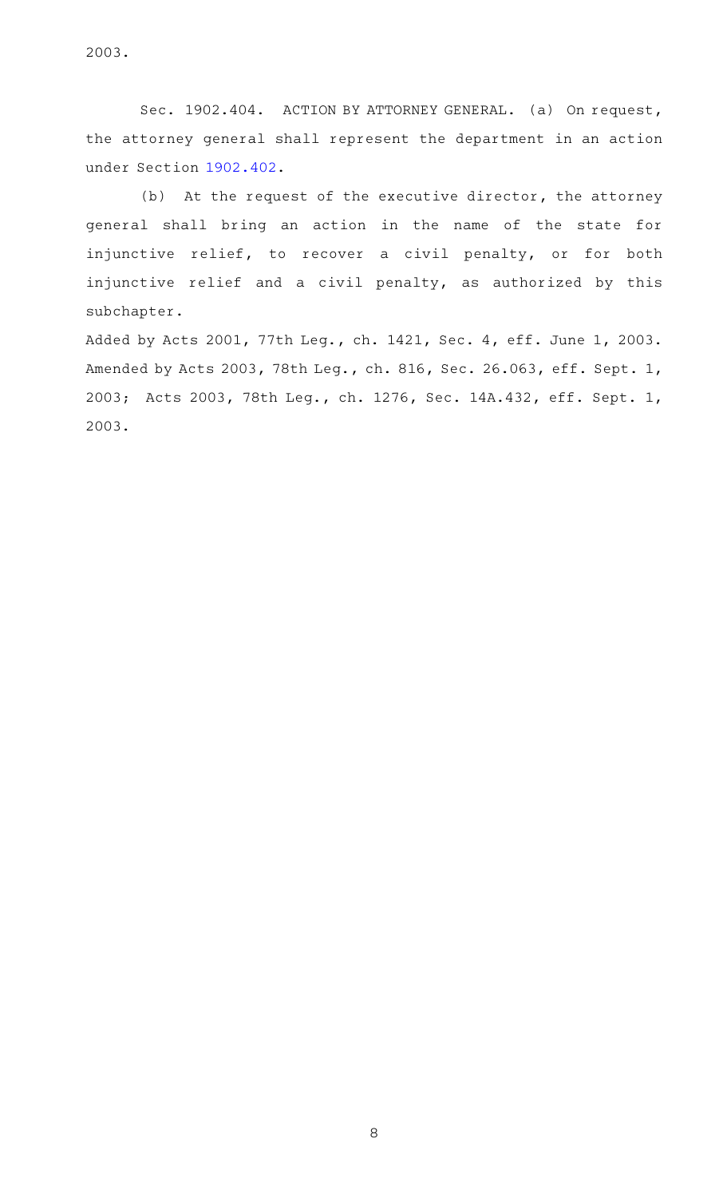2003.

Sec. 1902.404. ACTION BY ATTORNEY GENERAL. (a) On request, the attorney general shall represent the department in an action under Section 1902.402.

(b) At the request of the executive director, the attorney general shall bring an action in the name of the state for injunctive relief, to recover a civil penalty, or for both injunctive relief and a civil penalty, as authorized by this subchapter.

Added by Acts 2001, 77th Leg., ch. 1421, Sec. 4, eff. June 1, 2003. Amended by Acts 2003, 78th Leg., ch. 816, Sec. 26.063, eff. Sept. 1, 2003; Acts 2003, 78th Leg., ch. 1276, Sec. 14A.432, eff. Sept. 1, 2003.